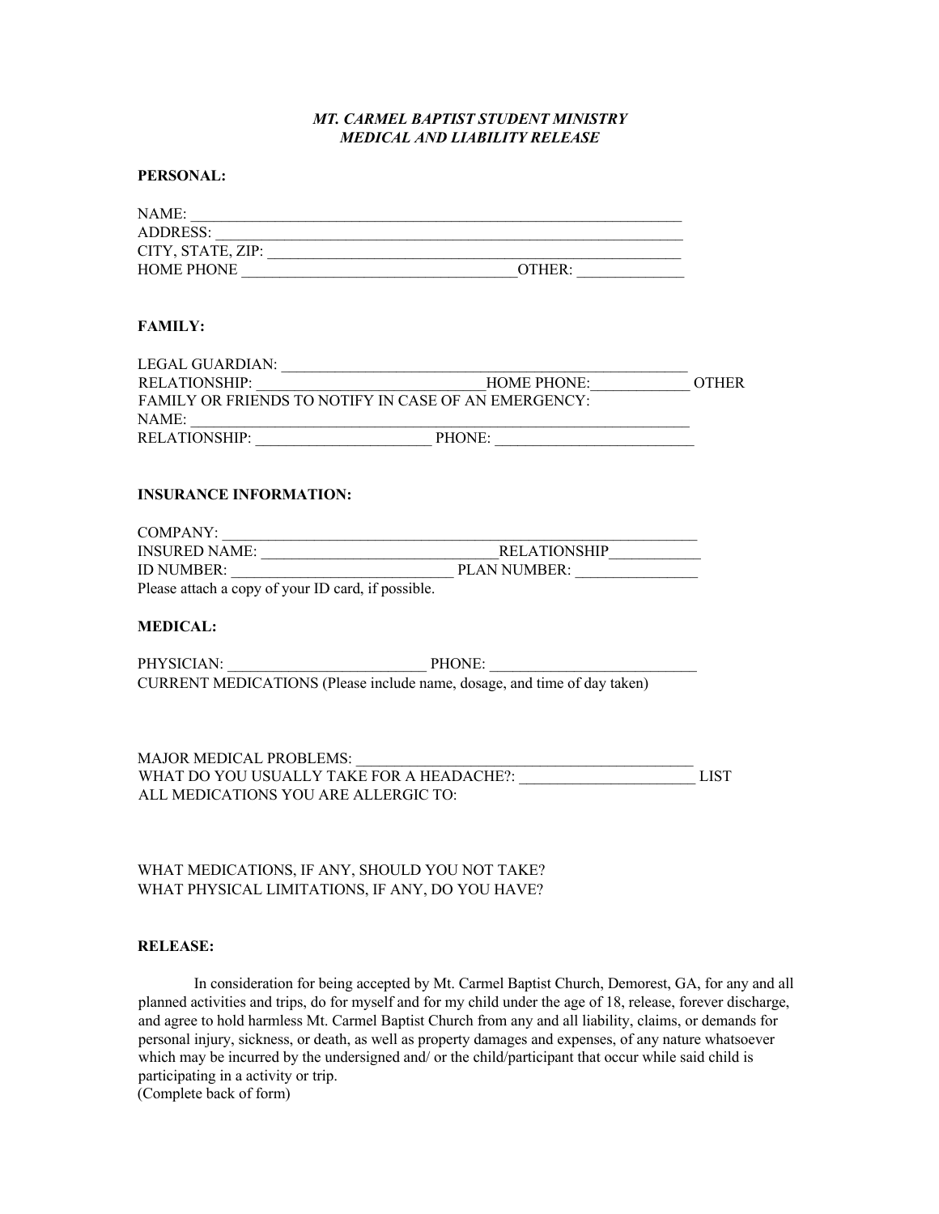***MT. CARMEL BAPTIST STUDENT MINISTRY***
***MEDICAL AND LIABILITY RELEASE***

**PERSONAL:**

NAME: ____________________________________________________________
ADDRESS: __________________________________________________________
CITY, STATE, ZIP: ____________________________________________________
HOME PHONE ___________________________________OTHER: ______________

**FAMILY:**

LEGAL GUARDIAN: ______________________________________________________
RELATIONSHIP: _______________________________HOME PHONE:_____________ OTHER
FAMILY OR FRIENDS TO NOTIFY IN CASE OF AN EMERGENCY:
NAME: _____________________________________________________________
RELATIONSHIP: _______________________ PHONE: __________________________

**INSURANCE INFORMATION:**

COMPANY: __________________________________________________________
INSURED NAME: ______________________________RELATIONSHIP____________
ID NUMBER: ______________________________ PLAN NUMBER: ________________
Please attach a copy of your ID card, if possible.

**MEDICAL:**

PHYSICIAN: ___________________________ PHONE: ___________________________
CURRENT MEDICATIONS (Please include name, dosage, and time of day taken)

MAJOR MEDICAL PROBLEMS: ______________________________________________
WHAT DO YOU USUALLY TAKE FOR A HEADACHE?: _______________________ LIST ALL MEDICATIONS YOU ARE ALLERGIC TO:

WHAT MEDICATIONS, IF ANY, SHOULD YOU NOT TAKE?
WHAT PHYSICAL LIMITATIONS, IF ANY, DO YOU HAVE?

**RELEASE:**

In consideration for being accepted by Mt. Carmel Baptist Church, Demorest, GA, for any and all planned activities and trips, do for myself and for my child under the age of 18, release, forever discharge, and agree to hold harmless Mt. Carmel Baptist Church from any and all liability, claims, or demands for personal injury, sickness, or death, as well as property damages and expenses, of any nature whatsoever which may be incurred by the undersigned and/ or the child/participant that occur while said child is participating in a activity or trip.
(Complete back of form)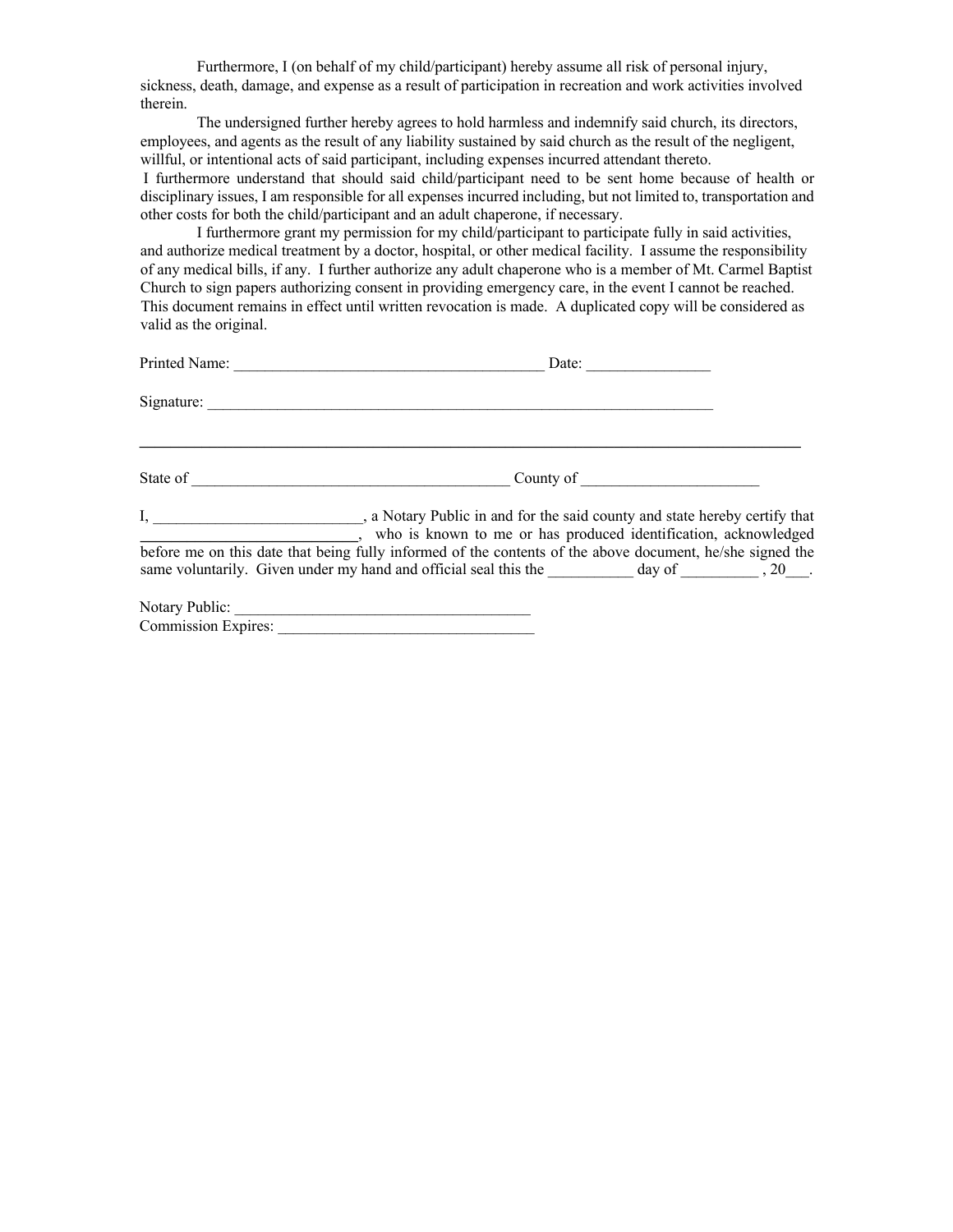Furthermore, I (on behalf of my child/participant) hereby assume all risk of personal injury, sickness, death, damage, and expense as a result of participation in recreation and work activities involved therein.

The undersigned further hereby agrees to hold harmless and indemnify said church, its directors, employees, and agents as the result of any liability sustained by said church as the result of the negligent, willful, or intentional acts of said participant, including expenses incurred attendant thereto.

I furthermore understand that should said child/participant need to be sent home because of health or disciplinary issues, I am responsible for all expenses incurred including, but not limited to, transportation and other costs for both the child/participant and an adult chaperone, if necessary.

I furthermore grant my permission for my child/participant to participate fully in said activities, and authorize medical treatment by a doctor, hospital, or other medical facility. I assume the responsibility of any medical bills, if any. I further authorize any adult chaperone who is a member of Mt. Carmel Baptist Church to sign papers authorizing consent in providing emergency care, in the event I cannot be reached. This document remains in effect until written revocation is made. A duplicated copy will be considered as valid as the original.

Printed Name: ________________________________________ Date: ________________

Signature: ____________________________________________________________________

---

State of __________________________________________ County of _______________________

I, ___________________________, a Notary Public in and for the said county and state hereby certify that ___________________________, who is known to me or has produced identification, acknowledged before me on this date that being fully informed of the contents of the above document, he/she signed the same voluntarily. Given under my hand and official seal this the ___________ day of __________ , 20___.

Notary Public: _______________________________________
Commission Expires: _________________________________